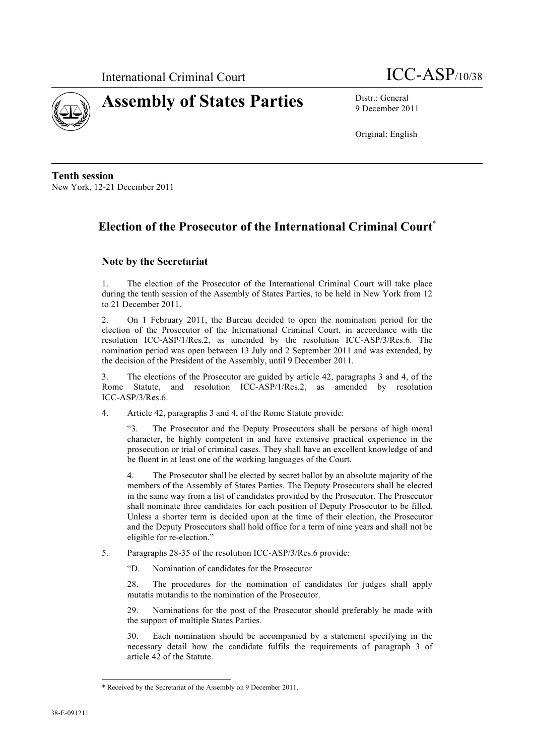International Criminal Court ICC-ASP/10/38

# Assembly of States Parties

Distr.: General
9 December 2011

Original: English

**Tenth session**
New York, 12-21 December 2011

## Election of the Prosecutor of the International Criminal Court*

### Note by the Secretariat

1. The election of the Prosecutor of the International Criminal Court will take place during the tenth session of the Assembly of States Parties, to be held in New York from 12 to 21 December 2011.

2. On 1 February 2011, the Bureau decided to open the nomination period for the election of the Prosecutor of the International Criminal Court, in accordance with the resolution ICC-ASP/1/Res.2, as amended by the resolution ICC-ASP/3/Res.6. The nomination period was open between 13 July and 2 September 2011 and was extended, by the decision of the President of the Assembly, until 9 December 2011.

3. The elections of the Prosecutor are guided by article 42, paragraphs 3 and 4, of the Rome Statute, and resolution ICC-ASP/1/Res.2, as amended by resolution ICC-ASP/3/Res.6.

4. Article 42, paragraphs 3 and 4, of the Rome Statute provide:

> "3. The Prosecutor and the Deputy Prosecutors shall be persons of high moral character, be highly competent in and have extensive practical experience in the prosecution or trial of criminal cases. They shall have an excellent knowledge of and be fluent in at least one of the working languages of the Court.
>
> 4. The Prosecutor shall be elected by secret ballot by an absolute majority of the members of the Assembly of States Parties. The Deputy Prosecutors shall be elected in the same way from a list of candidates provided by the Prosecutor. The Prosecutor shall nominate three candidates for each position of Deputy Prosecutor to be filled. Unless a shorter term is decided upon at the time of their election, the Prosecutor and the Deputy Prosecutors shall hold office for a term of nine years and shall not be eligible for re-election."

5. Paragraphs 28-35 of the resolution ICC-ASP/3/Res.6 provide:

> "D. Nomination of candidates for the Prosecutor
>
> 28. The procedures for the nomination of candidates for judges shall apply mutatis mutandis to the nomination of the Prosecutor.
>
> 29. Nominations for the post of the Prosecutor should preferably be made with the support of multiple States Parties.
>
> 30. Each nomination should be accompanied by a statement specifying in the necessary detail how the candidate fulfils the requirements of paragraph 3 of article 42 of the Statute.

\* Received by the Secretariat of the Assembly on 9 December 2011.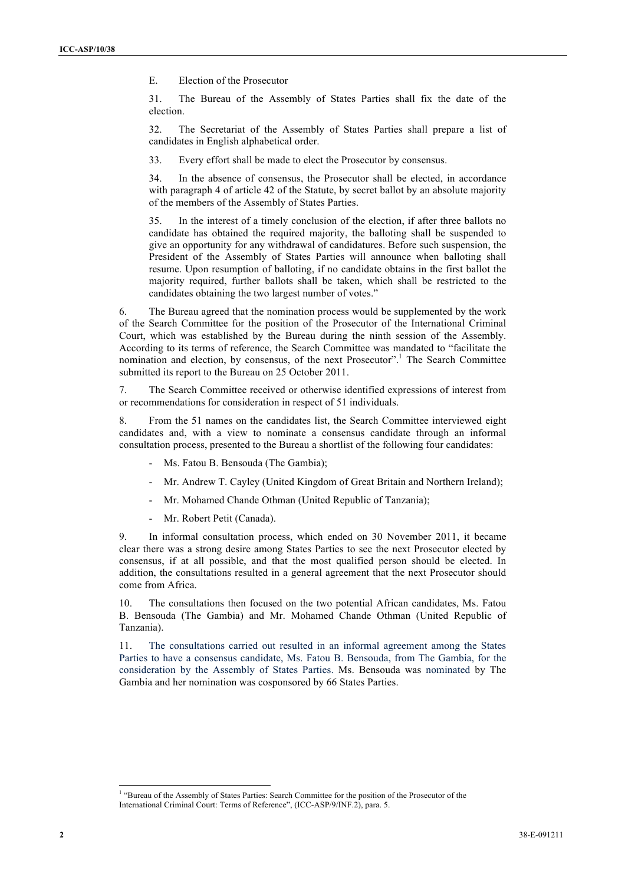E. Election of the Prosecutor

31. The Bureau of the Assembly of States Parties shall fix the date of the election.

32. The Secretariat of the Assembly of States Parties shall prepare a list of candidates in English alphabetical order.

33. Every effort shall be made to elect the Prosecutor by consensus.

34. In the absence of consensus, the Prosecutor shall be elected, in accordance with paragraph 4 of article 42 of the Statute, by secret ballot by an absolute majority of the members of the Assembly of States Parties.

35. In the interest of a timely conclusion of the election, if after three ballots no candidate has obtained the required majority, the balloting shall be suspended to give an opportunity for any withdrawal of candidatures. Before such suspension, the President of the Assembly of States Parties will announce when balloting shall resume. Upon resumption of balloting, if no candidate obtains in the first ballot the majority required, further ballots shall be taken, which shall be restricted to the candidates obtaining the two largest number of votes."

6. The Bureau agreed that the nomination process would be supplemented by the work of the Search Committee for the position of the Prosecutor of the International Criminal Court, which was established by the Bureau during the ninth session of the Assembly. According to its terms of reference, the Search Committee was mandated to "facilitate the nomination and election, by consensus, of the next Prosecutor".[1] The Search Committee submitted its report to the Bureau on 25 October 2011.

7. The Search Committee received or otherwise identified expressions of interest from or recommendations for consideration in respect of 51 individuals.

8. From the 51 names on the candidates list, the Search Committee interviewed eight candidates and, with a view to nominate a consensus candidate through an informal consultation process, presented to the Bureau a shortlist of the following four candidates:

- Ms. Fatou B. Bensouda (The Gambia);
- Mr. Andrew T. Cayley (United Kingdom of Great Britain and Northern Ireland);
- Mr. Mohamed Chande Othman (United Republic of Tanzania);
- Mr. Robert Petit (Canada).

9. In informal consultation process, which ended on 30 November 2011, it became clear there was a strong desire among States Parties to see the next Prosecutor elected by consensus, if at all possible, and that the most qualified person should be elected. In addition, the consultations resulted in a general agreement that the next Prosecutor should come from Africa.

10. The consultations then focused on the two potential African candidates, Ms. Fatou B. Bensouda (The Gambia) and Mr. Mohamed Chande Othman (United Republic of Tanzania).

11. The consultations carried out resulted in an informal agreement among the States Parties to have a consensus candidate, Ms. Fatou B. Bensouda, from The Gambia, for the consideration by the Assembly of States Parties. Ms. Bensouda was nominated by The Gambia and her nomination was cosponsored by 66 States Parties.

[1] "Bureau of the Assembly of States Parties: Search Committee for the position of the Prosecutor of the International Criminal Court: Terms of Reference", (ICC-ASP/9/INF.2), para. 5.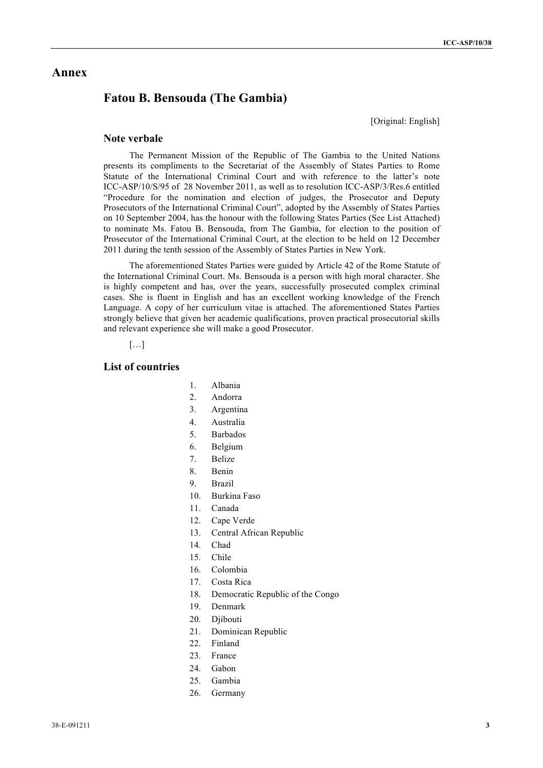# Annex

## Fatou B. Bensouda (The Gambia)

[Original: English]

### Note verbale

The Permanent Mission of the Republic of The Gambia to the United Nations presents its compliments to the Secretariat of the Assembly of States Parties to Rome Statute of the International Criminal Court and with reference to the latter's note ICC-ASP/10/S/95 of 28 November 2011, as well as to resolution ICC-ASP/3/Res.6 entitled "Procedure for the nomination and election of judges, the Prosecutor and Deputy Prosecutors of the International Criminal Court", adopted by the Assembly of States Parties on 10 September 2004, has the honour with the following States Parties (See List Attached) to nominate Ms. Fatou B. Bensouda, from The Gambia, for election to the position of Prosecutor of the International Criminal Court, at the election to be held on 12 December 2011 during the tenth session of the Assembly of States Parties in New York.

The aforementioned States Parties were guided by Article 42 of the Rome Statute of the International Criminal Court. Ms. Bensouda is a person with high moral character. She is highly competent and has, over the years, successfully prosecuted complex criminal cases. She is fluent in English and has an excellent working knowledge of the French Language. A copy of her curriculum vitae is attached. The aforementioned States Parties strongly believe that given her academic qualifications, proven practical prosecutorial skills and relevant experience she will make a good Prosecutor.

[…]

### List of countries

1. Albania
2. Andorra
3. Argentina
4. Australia
5. Barbados
6. Belgium
7. Belize
8. Benin
9. Brazil
10. Burkina Faso
11. Canada
12. Cape Verde
13. Central African Republic
14. Chad
15. Chile
16. Colombia
17. Costa Rica
18. Democratic Republic of the Congo
19. Denmark
20. Djibouti
21. Dominican Republic
22. Finland
23. France
24. Gabon
25. Gambia
26. Germany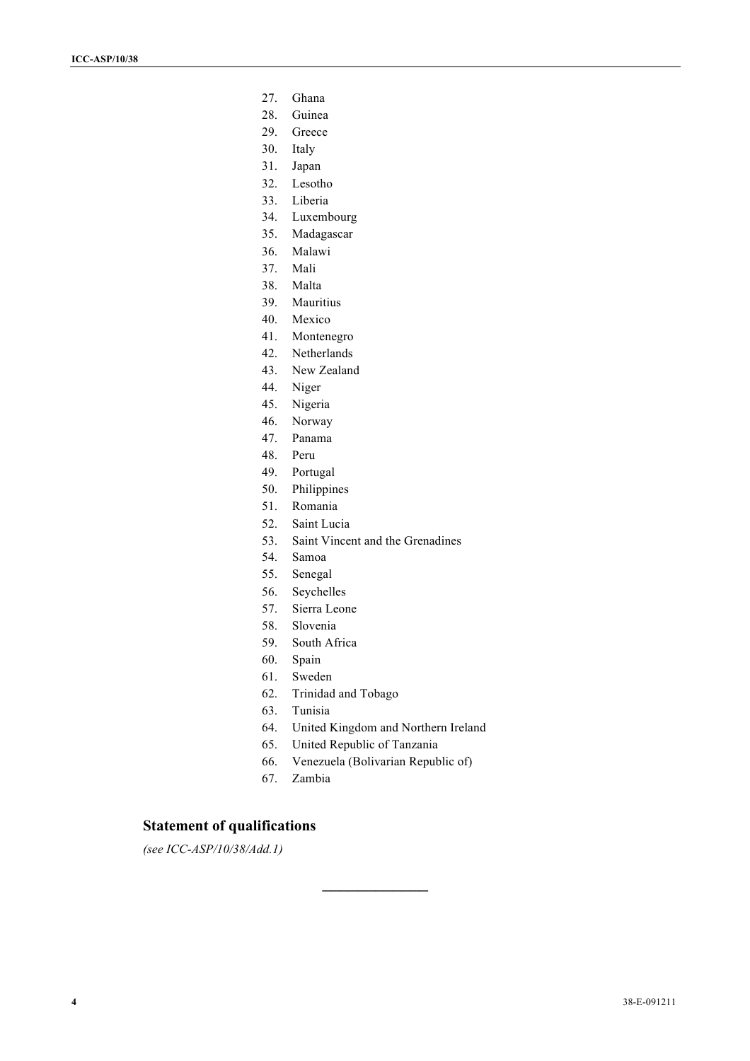27. Ghana
28. Guinea
29. Greece
30. Italy
31. Japan
32. Lesotho
33. Liberia
34. Luxembourg
35. Madagascar
36. Malawi
37. Mali
38. Malta
39. Mauritius
40. Mexico
41. Montenegro
42. Netherlands
43. New Zealand
44. Niger
45. Nigeria
46. Norway
47. Panama
48. Peru
49. Portugal
50. Philippines
51. Romania
52. Saint Lucia
53. Saint Vincent and the Grenadines
54. Samoa
55. Senegal
56. Seychelles
57. Sierra Leone
58. Slovenia
59. South Africa
60. Spain
61. Sweden
62. Trinidad and Tobago
63. Tunisia
64. United Kingdom and Northern Ireland
65. United Republic of Tanzania
66. Venezuela (Bolivarian Republic of)
67. Zambia

## Statement of qualifications

*(see ICC-ASP/10/38/Add.1)*

---